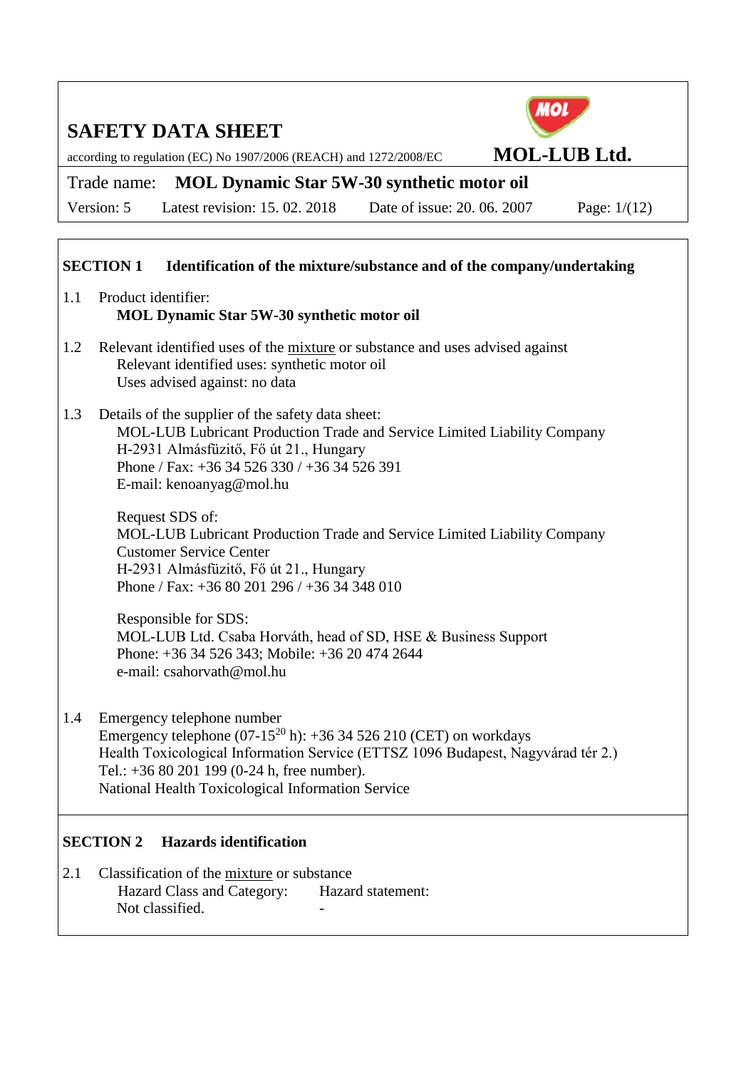# SAFETY DATA SHEET

according to regulation (EC) No 1907/2006 (REACH) and 1272/2008/EC

**MOL-LUB Ltd.**

Trade name: **MOL Dynamic Star 5W-30 synthetic motor oil**

Version: 5 Latest revision: 15. 02. 2018 Date of issue: 20. 06. 2007

## SECTION 1 Identification of the mixture/substance and of the company/undertaking

1.1 Product identifier:
**MOL Dynamic Star 5W-30 synthetic motor oil**

1.2 Relevant identified uses of the mixture or substance and uses advised against
Relevant identified uses: synthetic motor oil
Uses advised against: no data

1.3 Details of the supplier of the safety data sheet:
MOL-LUB Lubricant Production Trade and Service Limited Liability Company
H-2931 Almásfüzitő, Fő út 21., Hungary
Phone / Fax: +36 34 526 330 / +36 34 526 391
E-mail: kenoanyag@mol.hu

Request SDS of:
MOL-LUB Lubricant Production Trade and Service Limited Liability Company
Customer Service Center
H-2931 Almásfüzitő, Fő út 21., Hungary
Phone / Fax: +36 80 201 296 / +36 34 348 010

Responsible for SDS:
MOL-LUB Ltd. Csaba Horváth, head of SD, HSE & Business Support
Phone: +36 34 526 343; Mobile: +36 20 474 2644
e-mail: csahorvath@mol.hu

1.4 Emergency telephone number
Emergency telephone (07-15[20] h): +36 34 526 210 (CET) on workdays
Health Toxicological Information Service (ETTSZ 1096 Budapest, Nagyvárad tér 2.)
Tel.: +36 80 201 199 (0-24 h, free number).
National Health Toxicological Information Service

## SECTION 2 Hazards identification

2.1 Classification of the mixture or substance

| Hazard Class and Category: | Hazard statement: |
|---|---|
| Not classified. | - |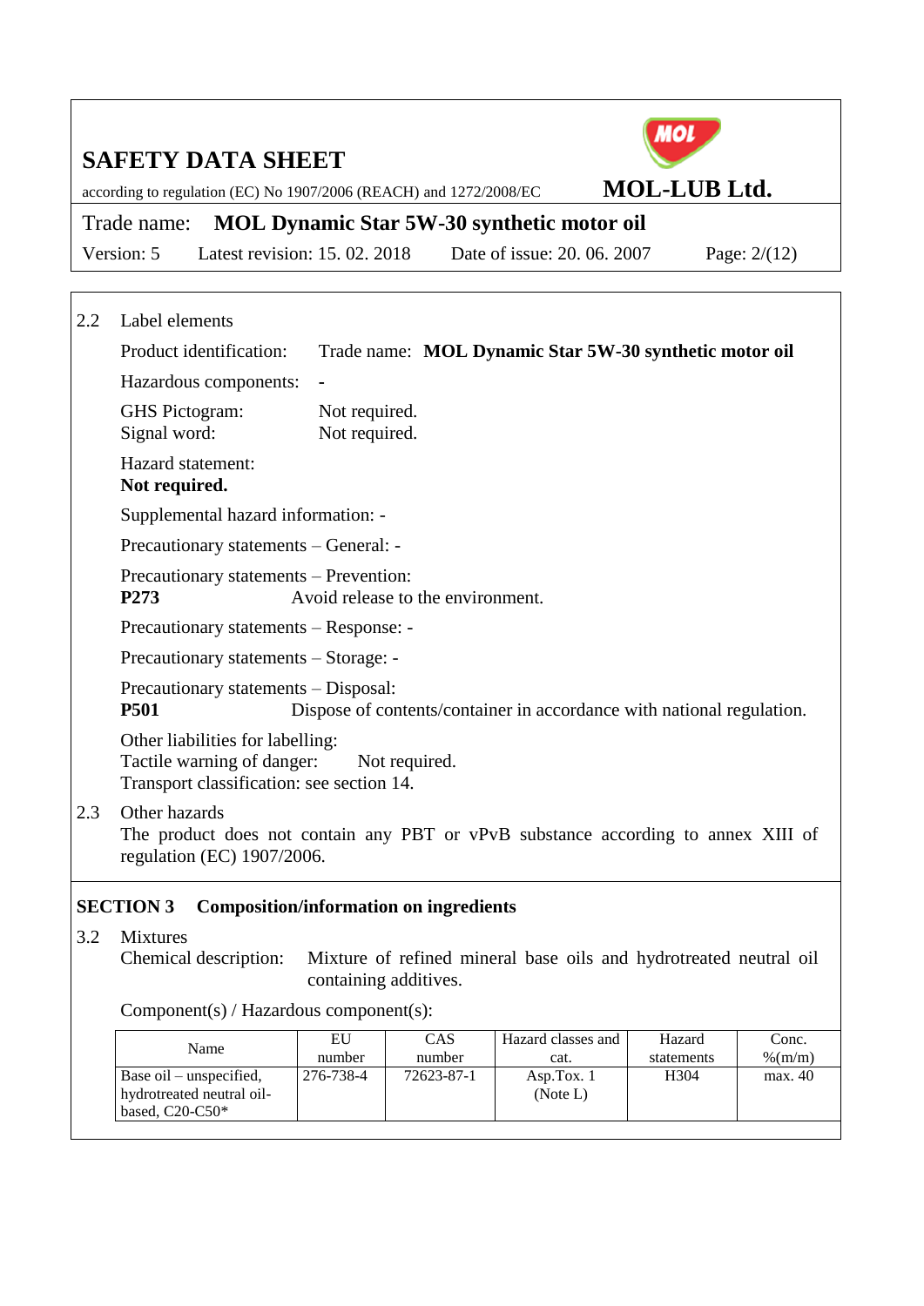2.2 Label elements

Product identification: Trade name: **MOL Dynamic Star 5W-30 synthetic motor oil**

Hazardous components: -

GHS Pictogram: Not required.
Signal word: Not required.

Hazard statement:
**Not required.**

Supplemental hazard information: -

Precautionary statements – General: -

Precautionary statements – Prevention:
**P273** Avoid release to the environment.

Precautionary statements – Response: -

Precautionary statements – Storage: -

Precautionary statements – Disposal:
**P501** Dispose of contents/container in accordance with national regulation.

Other liabilities for labelling:
Tactile warning of danger: Not required.
Transport classification: see section 14.

2.3 Other hazards
The product does not contain any PBT or vPvB substance according to annex XIII of regulation (EC) 1907/2006.

## SECTION 3 Composition/information on ingredients

3.2 Mixtures
Chemical description: Mixture of refined mineral base oils and hydrotreated neutral oil containing additives.

Component(s) / Hazardous component(s):

| Name | EU number | CAS number | Hazard classes and cat. | Hazard statements | Conc. %(m/m) |
|---|---|---|---|---|---|
| Base oil – unspecified, hydrotreated neutral oil-based, C20-C50* | 276-738-4 | 72623-87-1 | Asp.Tox. 1 (Note L) | H304 | max. 40 |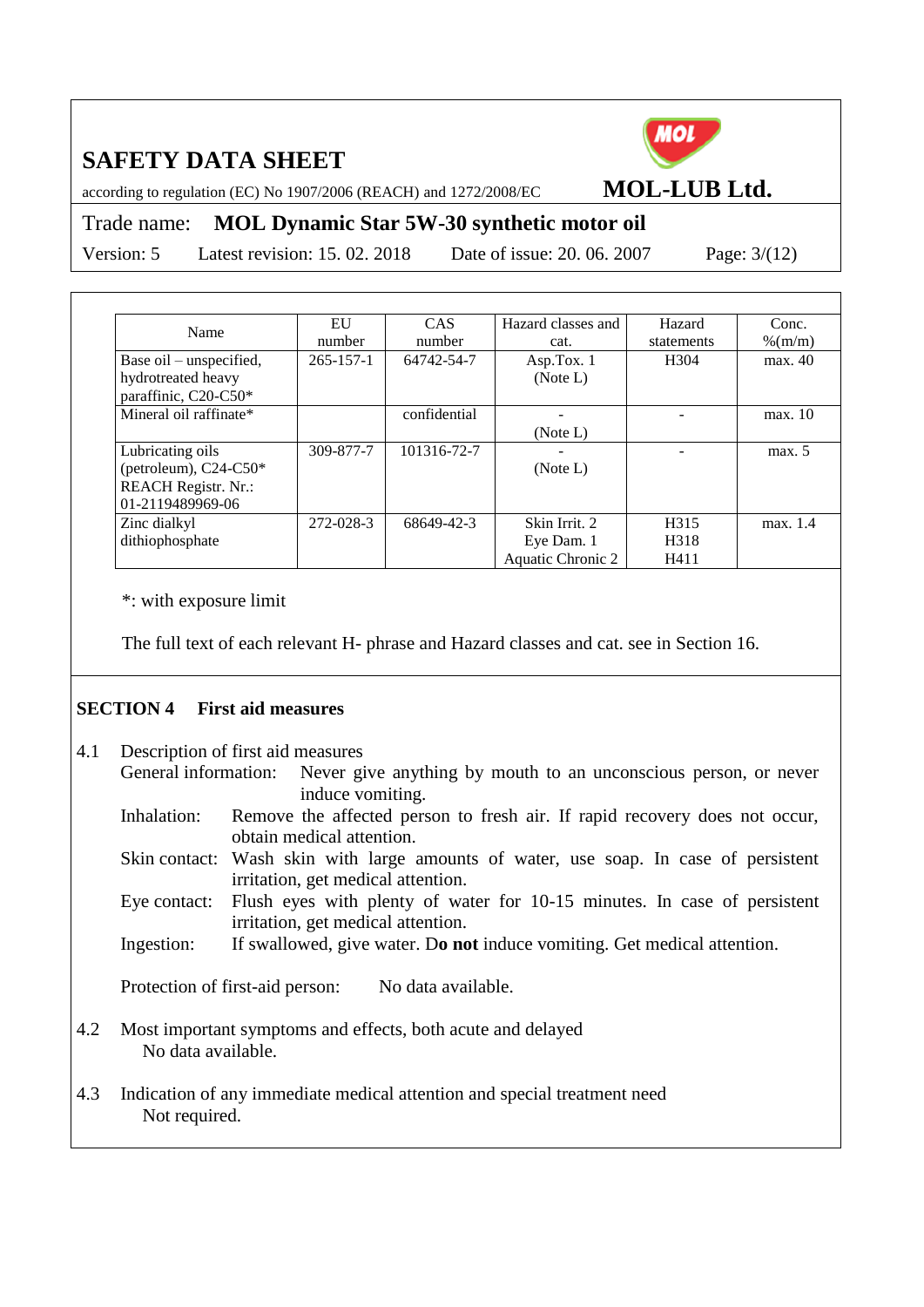| Name | EU number | CAS number | Hazard classes and cat. | Hazard statements | Conc. %(m/m) |
|---|---|---|---|---|---|
| Base oil – unspecified, hydrotreated heavy paraffinic, C20-C50* | 265-157-1 | 64742-54-7 | Asp.Tox. 1 (Note L) | H304 | max. 40 |
| Mineral oil raffinate* | | confidential | - (Note L) | - | max. 10 |
| Lubricating oils (petroleum), C24-C50* REACH Registr. Nr.: 01-2119489969-06 | 309-877-7 | 101316-72-7 | - (Note L) | - | max. 5 |
| Zinc dialkyl dithiophosphate | 272-028-3 | 68649-42-3 | Skin Irrit. 2 Eye Dam. 1 Aquatic Chronic 2 | H315 H318 H411 | max. 1.4 |

*: with exposure limit

The full text of each relevant H- phrase and Hazard classes and cat. see in Section 16.

## SECTION 4 First aid measures

4.1 Description of first aid measures

General information: Never give anything by mouth to an unconscious person, or never induce vomiting.

Inhalation: Remove the affected person to fresh air. If rapid recovery does not occur, obtain medical attention.

Skin contact: Wash skin with large amounts of water, use soap. In case of persistent irritation, get medical attention.

Eye contact: Flush eyes with plenty of water for 10-15 minutes. In case of persistent irritation, get medical attention.

Ingestion: If swallowed, give water. D**o not** induce vomiting. Get medical attention.

Protection of first-aid person: No data available.

4.2 Most important symptoms and effects, both acute and delayed

No data available.

4.3 Indication of any immediate medical attention and special treatment need

Not required.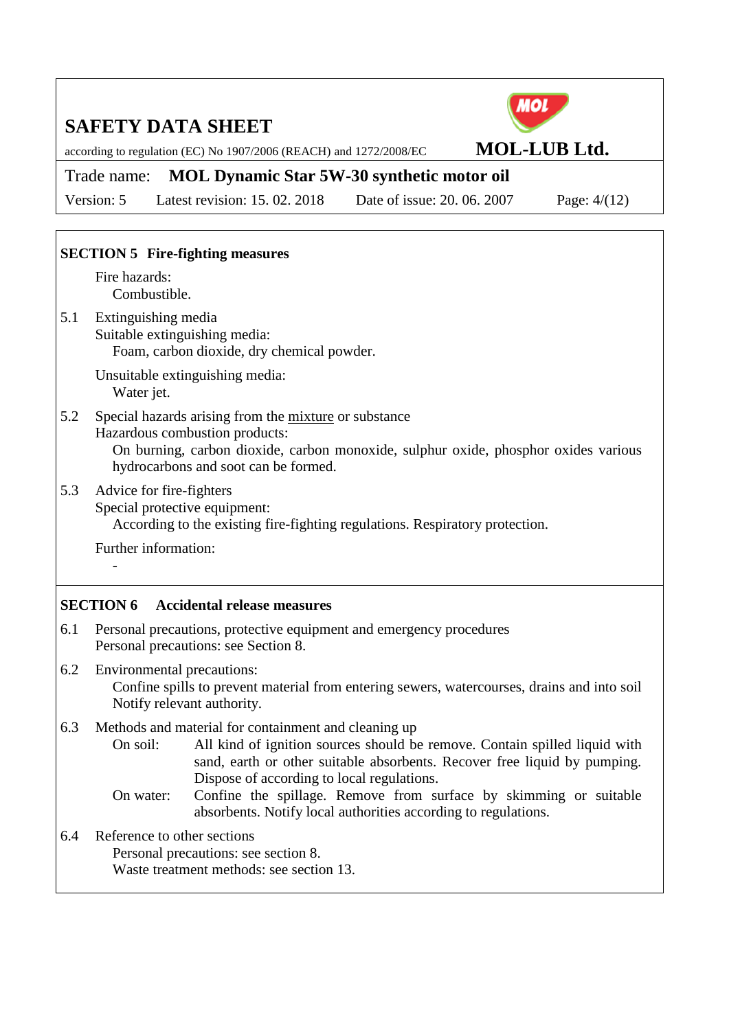## SECTION 5 Fire-fighting measures

Fire hazards:

Combustible.

5.1 Extinguishing media

Suitable extinguishing media:

Foam, carbon dioxide, dry chemical powder.

Unsuitable extinguishing media:

Water jet.

5.2 Special hazards arising from the mixture or substance

Hazardous combustion products:

On burning, carbon dioxide, carbon monoxide, sulphur oxide, phosphor oxides various hydrocarbons and soot can be formed.

5.3 Advice for fire-fighters

Special protective equipment:

According to the existing fire-fighting regulations. Respiratory protection.

Further information:

-

## SECTION 6 Accidental release measures

6.1 Personal precautions, protective equipment and emergency procedures

Personal precautions: see Section 8.

6.2 Environmental precautions:

Confine spills to prevent material from entering sewers, watercourses, drains and into soil Notify relevant authority.

6.3 Methods and material for containment and cleaning up

On soil: All kind of ignition sources should be remove. Contain spilled liquid with sand, earth or other suitable absorbents. Recover free liquid by pumping. Dispose of according to local regulations.

On water: Confine the spillage. Remove from surface by skimming or suitable absorbents. Notify local authorities according to regulations.

6.4 Reference to other sections

Personal precautions: see section 8.

Waste treatment methods: see section 13.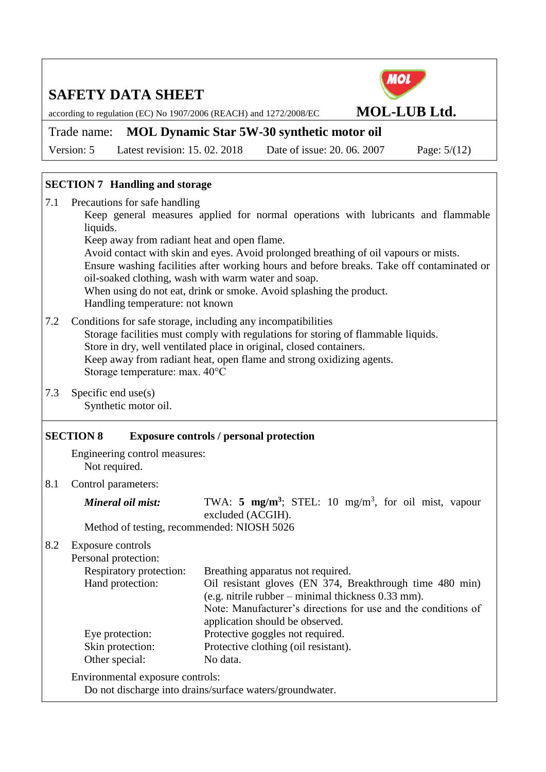## SECTION 7 Handling and storage

7.1 Precautions for safe handling

Keep general measures applied for normal operations with lubricants and flammable liquids.
Keep away from radiant heat and open flame.
Avoid contact with skin and eyes. Avoid prolonged breathing of oil vapours or mists.
Ensure washing facilities after working hours and before breaks. Take off contaminated or oil-soaked clothing, wash with warm water and soap.
When using do not eat, drink or smoke. Avoid splashing the product.
Handling temperature: not known

7.2 Conditions for safe storage, including any incompatibilities

Storage facilities must comply with regulations for storing of flammable liquids.
Store in dry, well ventilated place in original, closed containers.
Keep away from radiant heat, open flame and strong oxidizing agents.
Storage temperature: max. 40°C

7.3 Specific end use(s)

Synthetic motor oil.

## SECTION 8 Exposure controls / personal protection

Engineering control measures:
Not required.

8.1 Control parameters:

***Mineral oil mist:*** TWA: **5 mg/m$^3$**; STEL: 10 mg/m$^3$, for oil mist, vapour excluded (ACGIH).

Method of testing, recommended: NIOSH 5026

8.2 Exposure controls

Personal protection:

| | |
|---|---|
| Respiratory protection: | Breathing apparatus not required. |
| Hand protection: | Oil resistant gloves (EN 374, Breakthrough time 480 min) (e.g. nitrile rubber – minimal thickness 0.33 mm). Note: Manufacturer's directions for use and the conditions of application should be observed. |
| Eye protection: | Protective goggles not required. |
| Skin protection: | Protective clothing (oil resistant). |
| Other special: | No data. |

Environmental exposure controls:
Do not discharge into drains/surface waters/groundwater.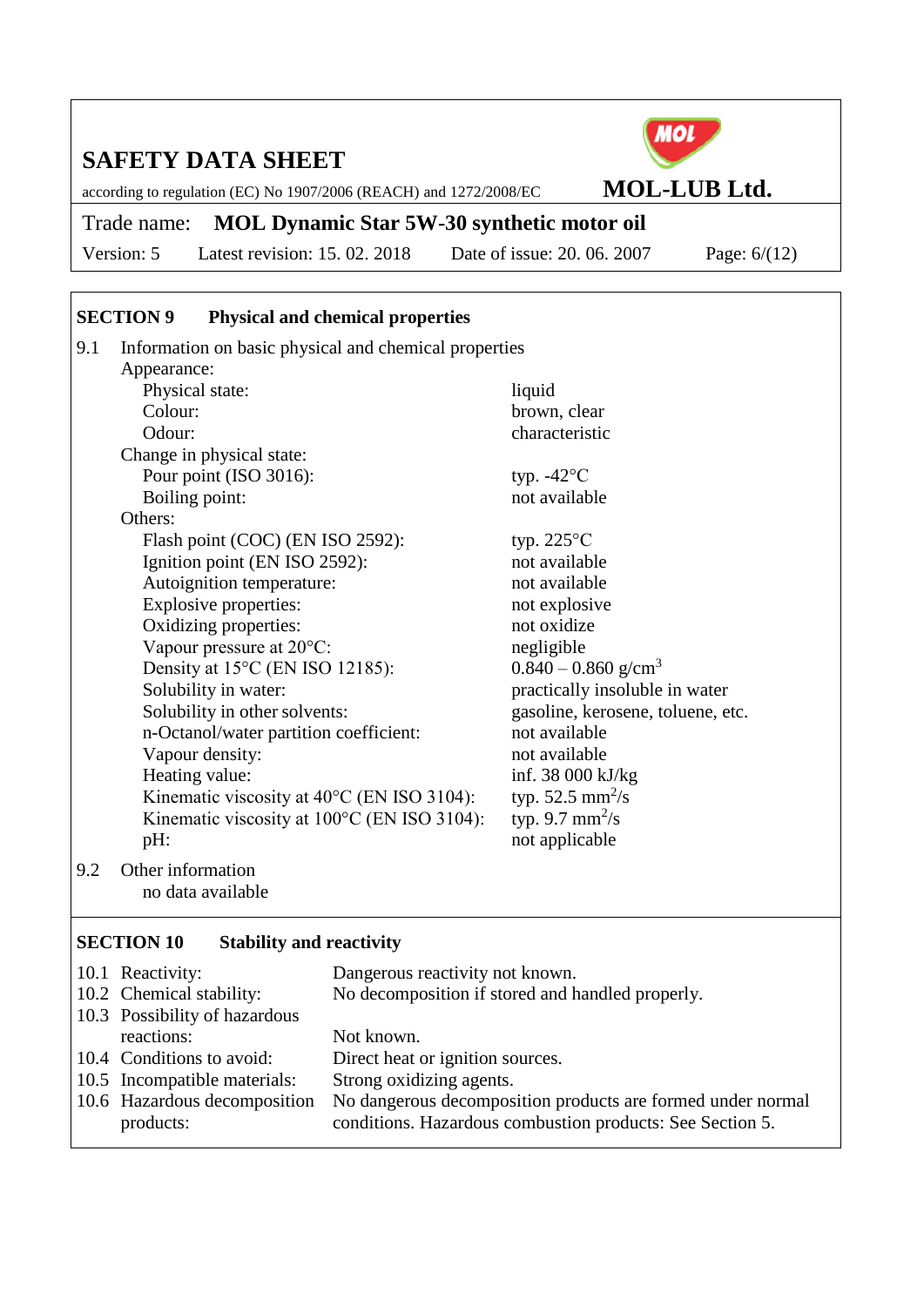## SECTION 9 Physical and chemical properties

9.1 Information on basic physical and chemical properties

| Property | Value |
|---|---|
| **Appearance:** | |
| Physical state: | liquid |
| Colour: | brown, clear |
| Odour: | characteristic |
| **Change in physical state:** | |
| Pour point (ISO 3016): | typ. -42°C |
| Boiling point: | not available |
| **Others:** | |
| Flash point (COC) (EN ISO 2592): | typ. 225°C |
| Ignition point (EN ISO 2592): | not available |
| Autoignition temperature: | not available |
| Explosive properties: | not explosive |
| Oxidizing properties: | not oxidize |
| Vapour pressure at 20°C: | negligible |
| Density at 15°C (EN ISO 12185): | 0.840 – 0.860 $g/cm^3$ |
| Solubility in water: | practically insoluble in water |
| Solubility in other solvents: | gasoline, kerosene, toluene, etc. |
| n-Octanol/water partition coefficient: | not available |
| Vapour density: | not available |
| Heating value: | inf. 38 000 kJ/kg |
| Kinematic viscosity at 40°C (EN ISO 3104): | typ. 52.5 $mm^2/s$ |
| Kinematic viscosity at 100°C (EN ISO 3104): | typ. 9.7 $mm^2/s$ |
| pH: | not applicable |

9.2 Other information

no data available

## SECTION 10 Stability and reactivity

| | |
|---|---|
| 10.1 Reactivity: | Dangerous reactivity not known. |
| 10.2 Chemical stability: | No decomposition if stored and handled properly. |
| 10.3 Possibility of hazardous reactions: | Not known. |
| 10.4 Conditions to avoid: | Direct heat or ignition sources. |
| 10.5 Incompatible materials: | Strong oxidizing agents. |
| 10.6 Hazardous decomposition products: | No dangerous decomposition products are formed under normal conditions. Hazardous combustion products: See Section 5. |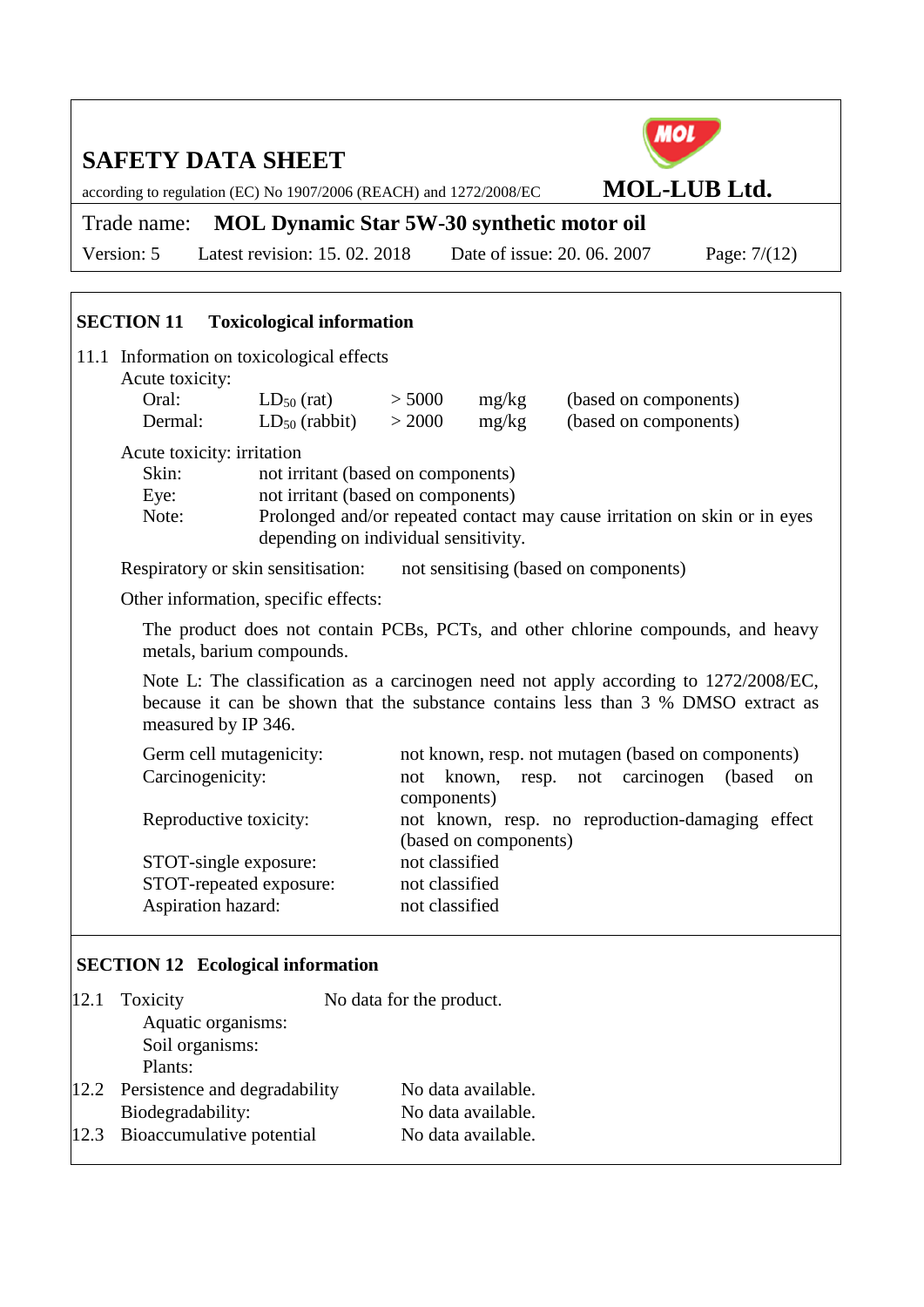## SECTION 11 Toxicological information

11.1 Information on toxicological effects

Acute toxicity:

| | | | | |
|---|---|---|---|---|
| Oral: | $LD_{50}$ (rat) | > 5000 | mg/kg | (based on components) |
| Dermal: | $LD_{50}$ (rabbit) | > 2000 | mg/kg | (based on components) |

Acute toxicity: irritation

| | |
|---|---|
| Skin: | not irritant (based on components) |
| Eye: | not irritant (based on components) |
| Note: | Prolonged and/or repeated contact may cause irritation on skin or in eyes depending on individual sensitivity. |

Respiratory or skin sensitisation: not sensitising (based on components)

Other information, specific effects:

The product does not contain PCBs, PCTs, and other chlorine compounds, and heavy metals, barium compounds.

Note L: The classification as a carcinogen need not apply according to 1272/2008/EC, because it can be shown that the substance contains less than 3 % DMSO extract as measured by IP 346.

| | |
|---|---|
| Germ cell mutagenicity: | not known, resp. not mutagen (based on components) |
| Carcinogenicity: | not known, resp. not carcinogen (based on components) |
| Reproductive toxicity: | not known, resp. no reproduction-damaging effect (based on components) |
| STOT-single exposure: | not classified |
| STOT-repeated exposure: | not classified |
| Aspiration hazard: | not classified |

## SECTION 12 Ecological information

12.1 Toxicity — No data for the product.

- Aquatic organisms:
- Soil organisms:
- Plants:

12.2 Persistence and degradability — No data available.

Biodegradability: No data available.

12.3 Bioaccumulative potential — No data available.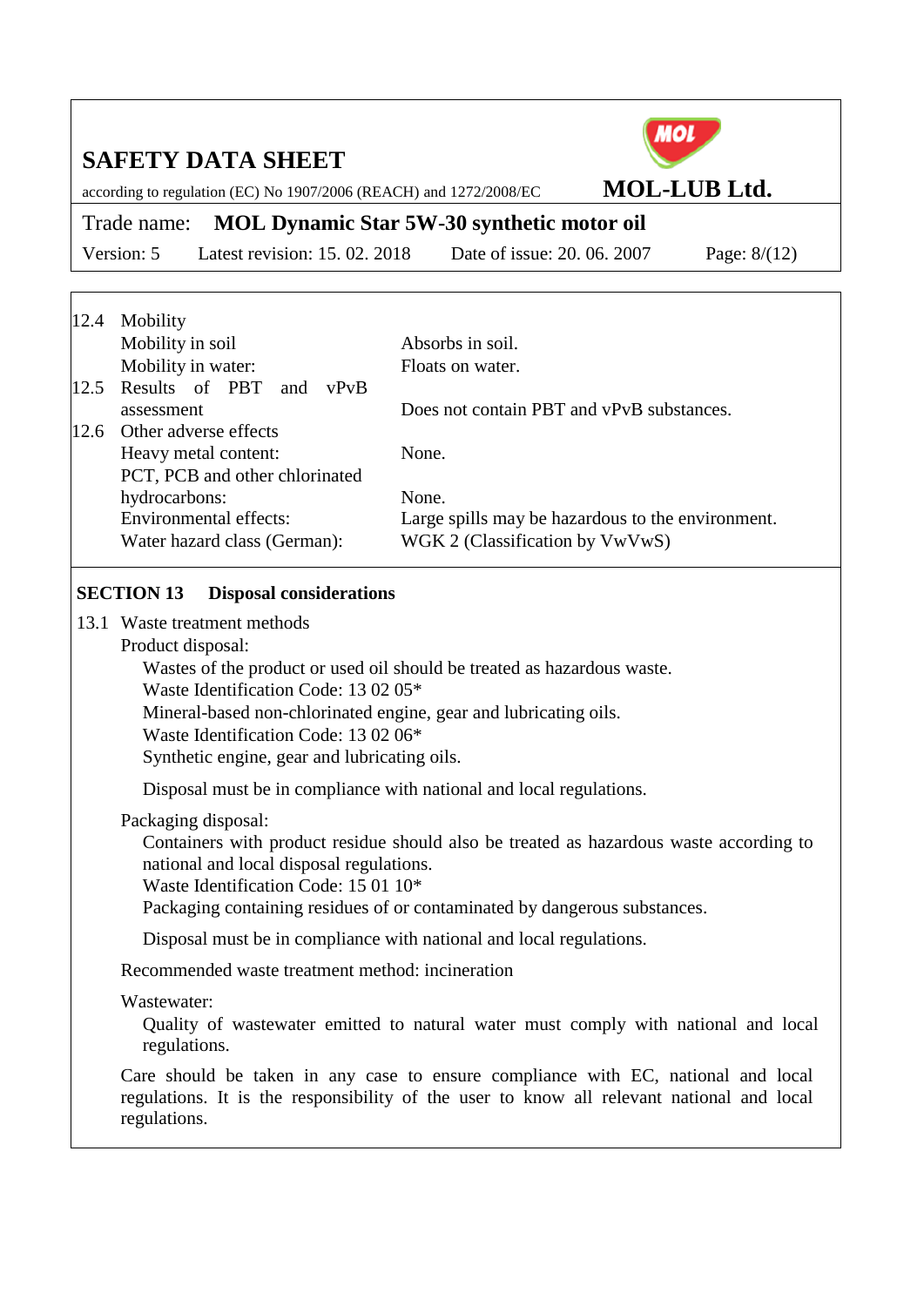12.4 Mobility

| | |
|---|---|
| Mobility in soil | Absorbs in soil. |
| Mobility in water: | Floats on water. |

12.5 Results of PBT and vPvB assessment: Does not contain PBT and vPvB substances.

12.6 Other adverse effects

| | |
|---|---|
| Heavy metal content: | None. |
| PCT, PCB and other chlorinated hydrocarbons: | None. |
| Environmental effects: | Large spills may be hazardous to the environment. |
| Water hazard class (German): | WGK 2 (Classification by VwVwS) |

## SECTION 13 Disposal considerations

13.1 Waste treatment methods

Product disposal:

Wastes of the product or used oil should be treated as hazardous waste.
Waste Identification Code: 13 02 05*
Mineral-based non-chlorinated engine, gear and lubricating oils.
Waste Identification Code: 13 02 06*
Synthetic engine, gear and lubricating oils.

Disposal must be in compliance with national and local regulations.

Packaging disposal:

Containers with product residue should also be treated as hazardous waste according to national and local disposal regulations.
Waste Identification Code: 15 01 10*
Packaging containing residues of or contaminated by dangerous substances.

Disposal must be in compliance with national and local regulations.

Recommended waste treatment method: incineration

Wastewater:

Quality of wastewater emitted to natural water must comply with national and local regulations.

Care should be taken in any case to ensure compliance with EC, national and local regulations. It is the responsibility of the user to know all relevant national and local regulations.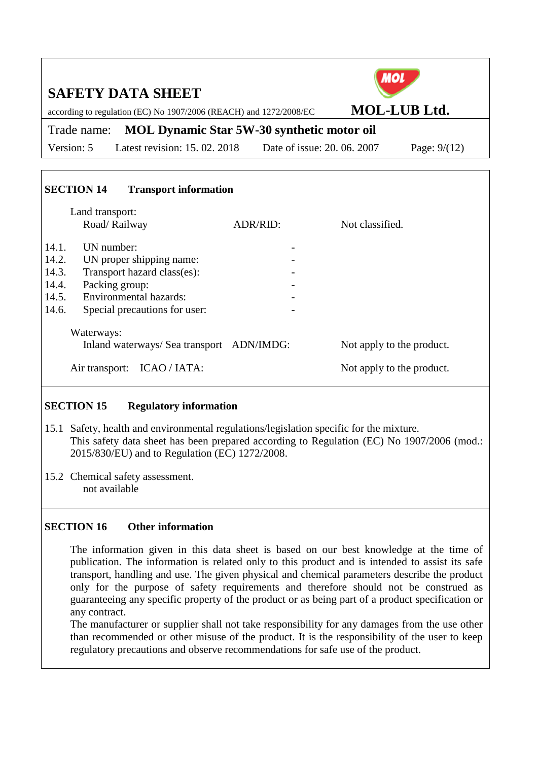## SECTION 14 Transport information

Land transport:

| | | |
|---|---|---|
| Road/ Railway | ADR/RID: | Not classified. |

14.1. UN number: -

14.2. UN proper shipping name: -

14.3. Transport hazard class(es): -

14.4. Packing group: -

14.5. Environmental hazards: -

14.6. Special precautions for user: -

Waterways:

| | | |
|---|---|---|
| Inland waterways/ Sea transport | ADN/IMDG: | Not apply to the product. |

| | | |
|---|---|---|
| Air transport: | ICAO / IATA: | Not apply to the product. |

## SECTION 15 Regulatory information

15.1 Safety, health and environmental regulations/legislation specific for the mixture.
This safety data sheet has been prepared according to Regulation (EC) No 1907/2006 (mod.: 2015/830/EU) and to Regulation (EC) 1272/2008.

15.2 Chemical safety assessment.
not available

## SECTION 16 Other information

The information given in this data sheet is based on our best knowledge at the time of publication. The information is related only to this product and is intended to assist its safe transport, handling and use. The given physical and chemical parameters describe the product only for the purpose of safety requirements and therefore should not be construed as guaranteeing any specific property of the product or as being part of a product specification or any contract.
The manufacturer or supplier shall not take responsibility for any damages from the use other than recommended or other misuse of the product. It is the responsibility of the user to keep regulatory precautions and observe recommendations for safe use of the product.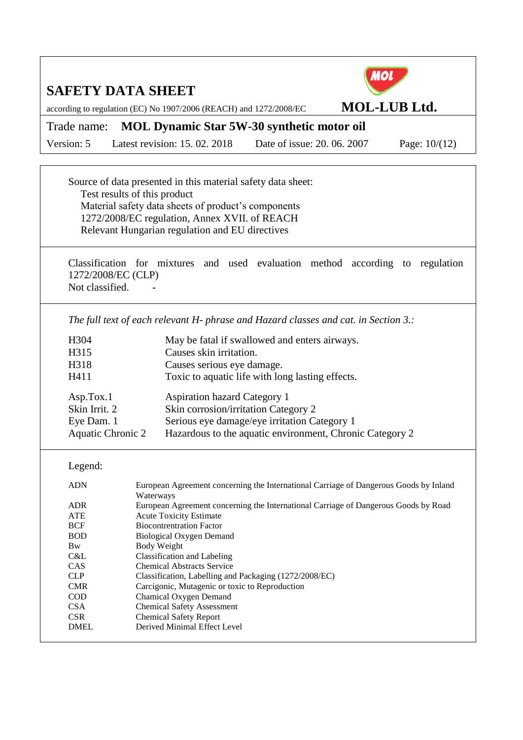Source of data presented in this material safety data sheet:

- Test results of this product
- Material safety data sheets of product's components
- 1272/2008/EC regulation, Annex XVII. of REACH
- Relevant Hungarian regulation and EU directives

Classification for mixtures and used evaluation method according to regulation 1272/2008/EC (CLP)
Not classified. -

*The full text of each relevant H- phrase and Hazard classes and cat. in Section 3.:*

| | |
|---|---|
| H304 | May be fatal if swallowed and enters airways. |
| H315 | Causes skin irritation. |
| H318 | Causes serious eye damage. |
| H411 | Toxic to aquatic life with long lasting effects. |

| | |
|---|---|
| Asp.Tox.1 | Aspiration hazard Category 1 |
| Skin Irrit. 2 | Skin corrosion/irritation Category 2 |
| Eye Dam. 1 | Serious eye damage/eye irritation Category 1 |
| Aquatic Chronic 2 | Hazardous to the aquatic environment, Chronic Category 2 |

Legend:

| | |
|---|---|
| ADN | European Agreement concerning the International Carriage of Dangerous Goods by Inland Waterways |
| ADR | European Agreement concerning the International Carriage of Dangerous Goods by Road |
| ATE | Acute Toxicity Estimate |
| BCF | Biocontrentration Factor |
| BOD | Biological Oxygen Demand |
| Bw | Body Weight |
| C&L | Classification and Labeling |
| CAS | Chemical Abstracts Service |
| CLP | Classification, Labelling and Packaging (1272/2008/EC) |
| CMR | Carcigonic, Mutagenic or toxic to Reproduction |
| COD | Chamical Oxygen Demand |
| CSA | Chemical Safety Assessment |
| CSR | Chemical Safety Report |
| DMEL | Derived Minimal Effect Level |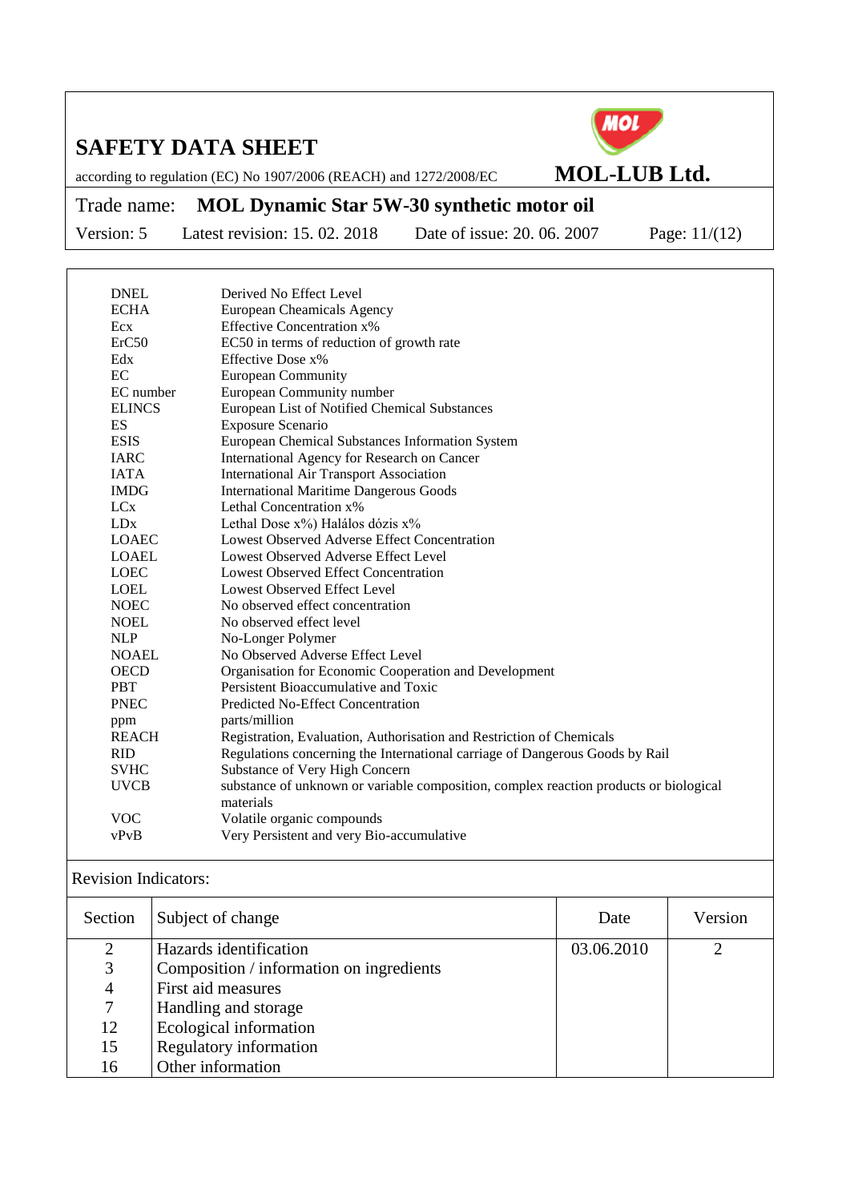| | |
|---|---|
| DNEL | Derived No Effect Level |
| ECHA | European Cheamicals Agency |
| Ecx | Effective Concentration x% |
| ErC50 | EC50 in terms of reduction of growth rate |
| Edx | Effective Dose x% |
| EC | European Community |
| EC number | European Community number |
| ELINCS | European List of Notified Chemical Substances |
| ES | Exposure Scenario |
| ESIS | European Chemical Substances Information System |
| IARC | International Agency for Research on Cancer |
| IATA | International Air Transport Association |
| IMDG | International Maritime Dangerous Goods |
| LCx | Lethal Concentration x% |
| LDx | Lethal Dose x%) Halálos dózis x% |
| LOAEC | Lowest Observed Adverse Effect Concentration |
| LOAEL | Lowest Observed Adverse Effect Level |
| LOEC | Lowest Observed Effect Concentration |
| LOEL | Lowest Observed Effect Level |
| NOEC | No observed effect concentration |
| NOEL | No observed effect level |
| NLP | No-Longer Polymer |
| NOAEL | No Observed Adverse Effect Level |
| OECD | Organisation for Economic Cooperation and Development |
| PBT | Persistent Bioaccumulative and Toxic |
| PNEC | Predicted No-Effect Concentration |
| ppm | parts/million |
| REACH | Registration, Evaluation, Authorisation and Restriction of Chemicals |
| RID | Regulations concerning the International carriage of Dangerous Goods by Rail |
| SVHC | Substance of Very High Concern |
| UVCB | substance of unknown or variable composition, complex reaction products or biological materials |
| VOC | Volatile organic compounds |
| vPvB | Very Persistent and very Bio-accumulative |

Revision Indicators:

| Section | Subject of change | Date | Version |
|---|---|---|---|
| 2 | Hazards identification | 03.06.2010 | 2 |
| 3 | Composition / information on ingredients | | |
| 4 | First aid measures | | |
| 7 | Handling and storage | | |
| 12 | Ecological information | | |
| 15 | Regulatory information | | |
| 16 | Other information | | |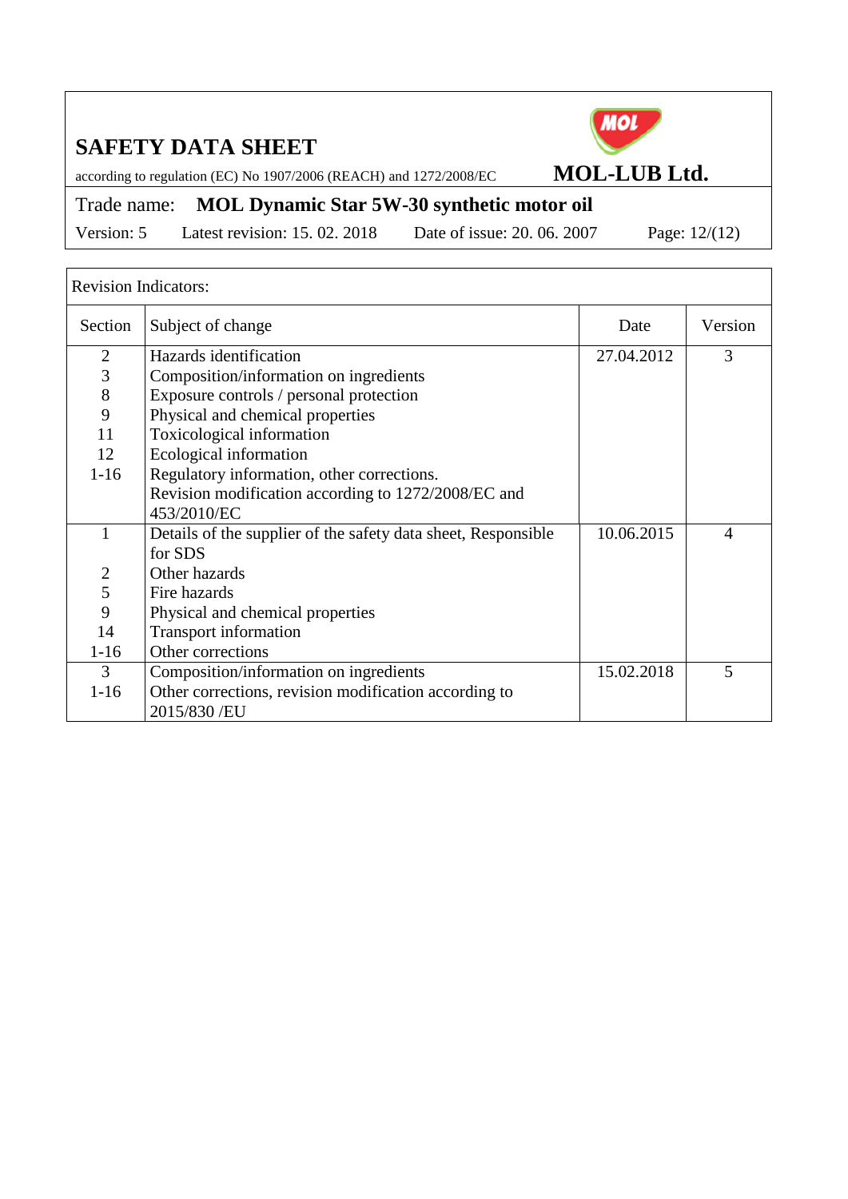Revision Indicators:

| Section | Subject of change | Date | Version |
|---|---|---|---|
| 2<br>3<br>8<br>9<br>11<br>12<br>1-16 | Hazards identification<br>Composition/information on ingredients<br>Exposure controls / personal protection<br>Physical and chemical properties<br>Toxicological information<br>Ecological information<br>Regulatory information, other corrections.<br>Revision modification according to 1272/2008/EC and 453/2010/EC | 27.04.2012 | 3 |
| 1<br><br>2<br>5<br>9<br>14<br>1-16 | Details of the supplier of the safety data sheet, Responsible for SDS<br>Other hazards<br>Fire hazards<br>Physical and chemical properties<br>Transport information<br>Other corrections | 10.06.2015 | 4 |
| 3<br>1-16 | Composition/information on ingredients<br>Other corrections, revision modification according to 2015/830 /EU | 15.02.2018 | 5 |